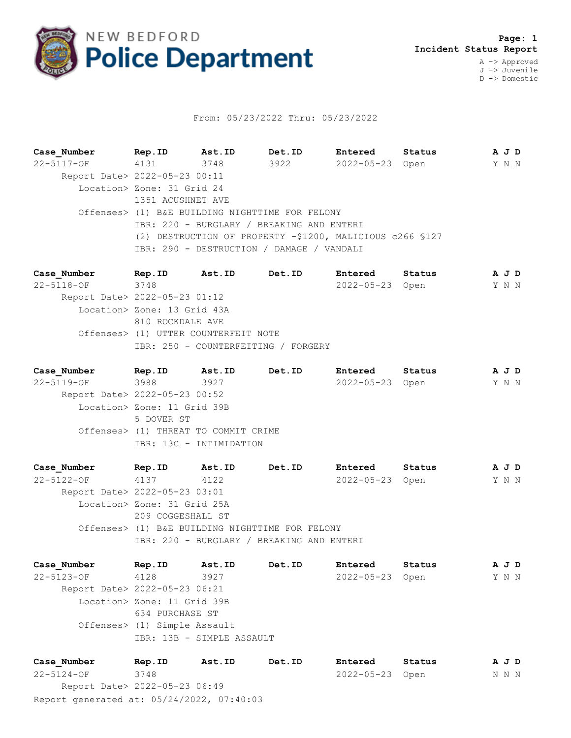# NEW BEDFORD Police Department

**Page: 1**
**Incident Status Report**

A -> Approved
J -> Juvenile
D -> Domestic

From: 05/23/2022 Thru: 05/23/2022

| Case_Number | Rep.ID | Ast.ID | Det.ID | Entered | Status | A J D |
|---|---|---|---|---|---|---|
| 22-5117-OF | 4131 | 3748 | 3922 | 2022-05-23 | Open | Y N N |

Report Date> 2022-05-23 00:11
Location> Zone: 31 Grid 24
1351 ACUSHNET AVE
Offenses> (1) B&E BUILDING NIGHTTIME FOR FELONY
IBR: 220 - BURGLARY / BREAKING AND ENTERI
(2) DESTRUCTION OF PROPERTY -$1200, MALICIOUS c266 §127
IBR: 290 - DESTRUCTION / DAMAGE / VANDALI

| Case_Number | Rep.ID | Ast.ID | Det.ID | Entered | Status | A J D |
|---|---|---|---|---|---|---|
| 22-5118-OF | 3748 | | | 2022-05-23 | Open | Y N N |

Report Date> 2022-05-23 01:12
Location> Zone: 13 Grid 43A
810 ROCKDALE AVE
Offenses> (1) UTTER COUNTERFEIT NOTE
IBR: 250 - COUNTERFEITING / FORGERY

| Case_Number | Rep.ID | Ast.ID | Det.ID | Entered | Status | A J D |
|---|---|---|---|---|---|---|
| 22-5119-OF | 3988 | 3927 | | 2022-05-23 | Open | Y N N |

Report Date> 2022-05-23 00:52
Location> Zone: 11 Grid 39B
5 DOVER ST
Offenses> (1) THREAT TO COMMIT CRIME
IBR: 13C - INTIMIDATION

| Case_Number | Rep.ID | Ast.ID | Det.ID | Entered | Status | A J D |
|---|---|---|---|---|---|---|
| 22-5122-OF | 4137 | 4122 | | 2022-05-23 | Open | Y N N |

Report Date> 2022-05-23 03:01
Location> Zone: 31 Grid 25A
209 COGGESHALL ST
Offenses> (1) B&E BUILDING NIGHTTIME FOR FELONY
IBR: 220 - BURGLARY / BREAKING AND ENTERI

| Case_Number | Rep.ID | Ast.ID | Det.ID | Entered | Status | A J D |
|---|---|---|---|---|---|---|
| 22-5123-OF | 4128 | 3927 | | 2022-05-23 | Open | Y N N |

Report Date> 2022-05-23 06:21
Location> Zone: 11 Grid 39B
634 PURCHASE ST
Offenses> (1) Simple Assault
IBR: 13B - SIMPLE ASSAULT

| Case_Number | Rep.ID | Ast.ID | Det.ID | Entered | Status | A J D |
|---|---|---|---|---|---|---|
| 22-5124-OF | 3748 | | | 2022-05-23 | Open | N N N |

Report Date> 2022-05-23 06:49

Report generated at: 05/24/2022, 07:40:03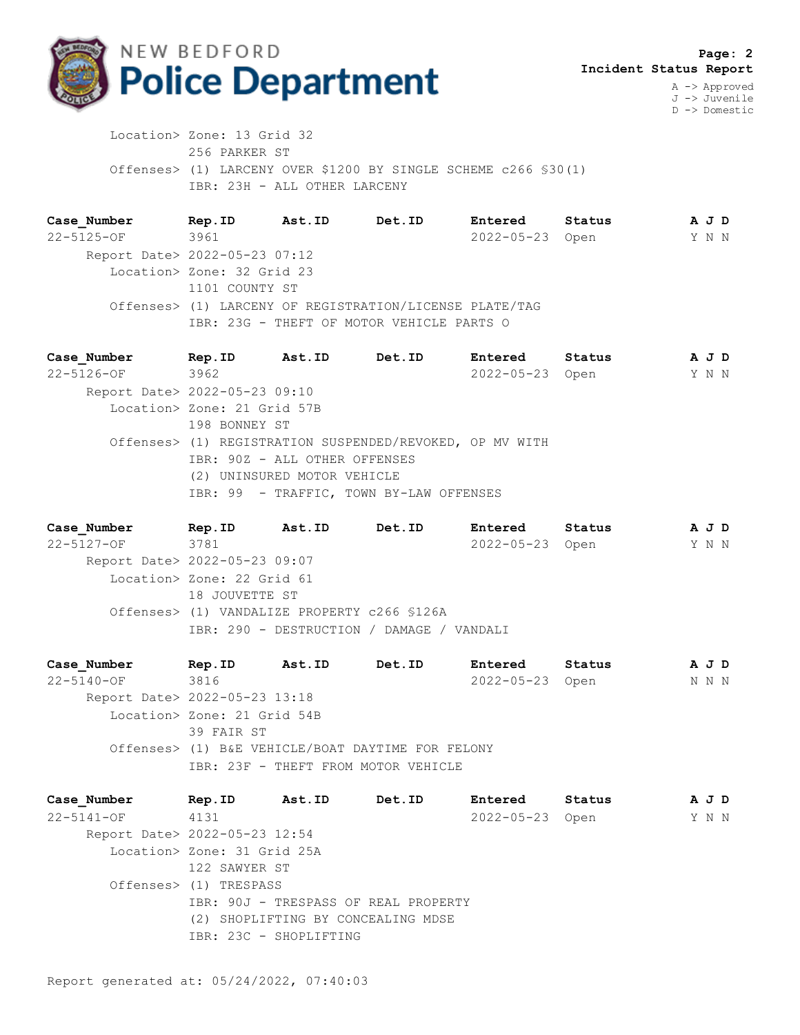Location> Zone: 13 Grid 32
256 PARKER ST
Offenses> (1) LARCENY OVER $1200 BY SINGLE SCHEME c266 §30(1)
IBR: 23H - ALL OTHER LARCENY

| Case_Number | Rep.ID | Ast.ID | Det.ID | Entered | Status | A J D |
|---|---|---|---|---|---|---|
| 22-5125-OF | 3961 | | | 2022-05-23 | Open | Y N N |

Report Date> 2022-05-23 07:12
Location> Zone: 32 Grid 23
1101 COUNTY ST
Offenses> (1) LARCENY OF REGISTRATION/LICENSE PLATE/TAG
IBR: 23G - THEFT OF MOTOR VEHICLE PARTS O

| Case_Number | Rep.ID | Ast.ID | Det.ID | Entered | Status | A J D |
|---|---|---|---|---|---|---|
| 22-5126-OF | 3962 | | | 2022-05-23 | Open | Y N N |

Report Date> 2022-05-23 09:10
Location> Zone: 21 Grid 57B
198 BONNEY ST
Offenses> (1) REGISTRATION SUSPENDED/REVOKED, OP MV WITH
IBR: 90Z - ALL OTHER OFFENSES
(2) UNINSURED MOTOR VEHICLE
IBR: 99 - TRAFFIC, TOWN BY-LAW OFFENSES

| Case_Number | Rep.ID | Ast.ID | Det.ID | Entered | Status | A J D |
|---|---|---|---|---|---|---|
| 22-5127-OF | 3781 | | | 2022-05-23 | Open | Y N N |

Report Date> 2022-05-23 09:07
Location> Zone: 22 Grid 61
18 JOUVETTE ST
Offenses> (1) VANDALIZE PROPERTY c266 §126A
IBR: 290 - DESTRUCTION / DAMAGE / VANDALI

| Case_Number | Rep.ID | Ast.ID | Det.ID | Entered | Status | A J D |
|---|---|---|---|---|---|---|
| 22-5140-OF | 3816 | | | 2022-05-23 | Open | N N N |

Report Date> 2022-05-23 13:18
Location> Zone: 21 Grid 54B
39 FAIR ST
Offenses> (1) B&E VEHICLE/BOAT DAYTIME FOR FELONY
IBR: 23F - THEFT FROM MOTOR VEHICLE

| Case_Number | Rep.ID | Ast.ID | Det.ID | Entered | Status | A J D |
|---|---|---|---|---|---|---|
| 22-5141-OF | 4131 | | | 2022-05-23 | Open | Y N N |

Report Date> 2022-05-23 12:54
Location> Zone: 31 Grid 25A
122 SAWYER ST
Offenses> (1) TRESPASS
IBR: 90J - TRESPASS OF REAL PROPERTY
(2) SHOPLIFTING BY CONCEALING MDSE
IBR: 23C - SHOPLIFTING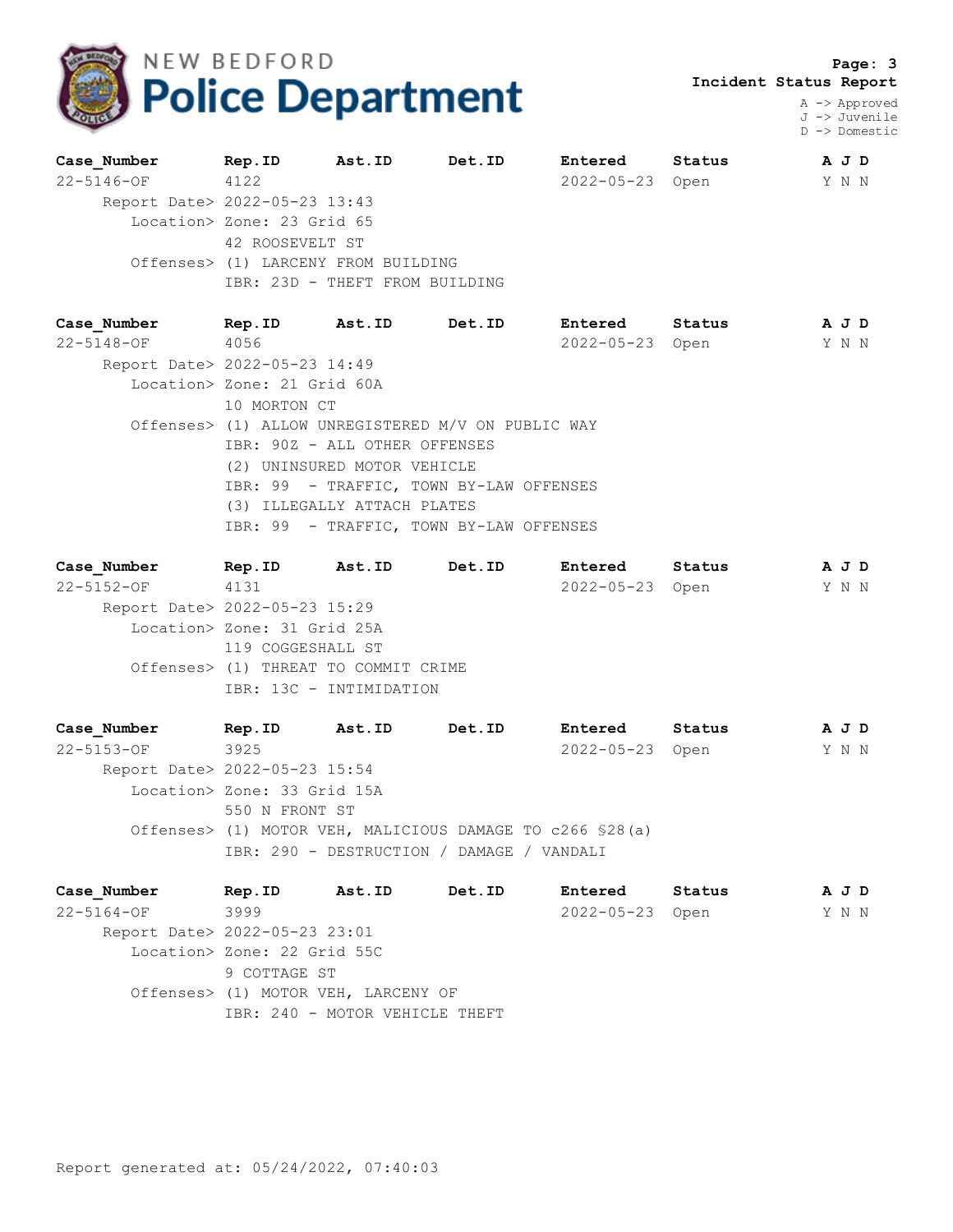# NEW BEDFORD Police Department

**Incident Status Report**

A -> Approved
J -> Juvenile
D -> Domestic

| Case_Number | Rep.ID | Ast.ID | Det.ID | Entered | Status | A | J | D |
|---|---|---|---|---|---|---|---|---|
| 22-5146-OF | 4122 | | | 2022-05-23 | Open | Y | N | N |

Report Date> 2022-05-23 13:43
Location> Zone: 23 Grid 65
42 ROOSEVELT ST
Offenses> (1) LARCENY FROM BUILDING
IBR: 23D - THEFT FROM BUILDING

| Case_Number | Rep.ID | Ast.ID | Det.ID | Entered | Status | A | J | D |
|---|---|---|---|---|---|---|---|---|
| 22-5148-OF | 4056 | | | 2022-05-23 | Open | Y | N | N |

Report Date> 2022-05-23 14:49
Location> Zone: 21 Grid 60A
10 MORTON CT
Offenses> (1) ALLOW UNREGISTERED M/V ON PUBLIC WAY
IBR: 90Z - ALL OTHER OFFENSES
(2) UNINSURED MOTOR VEHICLE
IBR: 99 - TRAFFIC, TOWN BY-LAW OFFENSES
(3) ILLEGALLY ATTACH PLATES
IBR: 99 - TRAFFIC, TOWN BY-LAW OFFENSES

| Case_Number | Rep.ID | Ast.ID | Det.ID | Entered | Status | A | J | D |
|---|---|---|---|---|---|---|---|---|
| 22-5152-OF | 4131 | | | 2022-05-23 | Open | Y | N | N |

Report Date> 2022-05-23 15:29
Location> Zone: 31 Grid 25A
119 COGGESHALL ST
Offenses> (1) THREAT TO COMMIT CRIME
IBR: 13C - INTIMIDATION

| Case_Number | Rep.ID | Ast.ID | Det.ID | Entered | Status | A | J | D |
|---|---|---|---|---|---|---|---|---|
| 22-5153-OF | 3925 | | | 2022-05-23 | Open | Y | N | N |

Report Date> 2022-05-23 15:54
Location> Zone: 33 Grid 15A
550 N FRONT ST
Offenses> (1) MOTOR VEH, MALICIOUS DAMAGE TO c266 §28(a)
IBR: 290 - DESTRUCTION / DAMAGE / VANDALI

| Case_Number | Rep.ID | Ast.ID | Det.ID | Entered | Status | A | J | D |
|---|---|---|---|---|---|---|---|---|
| 22-5164-OF | 3999 | | | 2022-05-23 | Open | Y | N | N |

Report Date> 2022-05-23 23:01
Location> Zone: 22 Grid 55C
9 COTTAGE ST
Offenses> (1) MOTOR VEH, LARCENY OF
IBR: 240 - MOTOR VEHICLE THEFT

Report generated at: 05/24/2022, 07:40:03